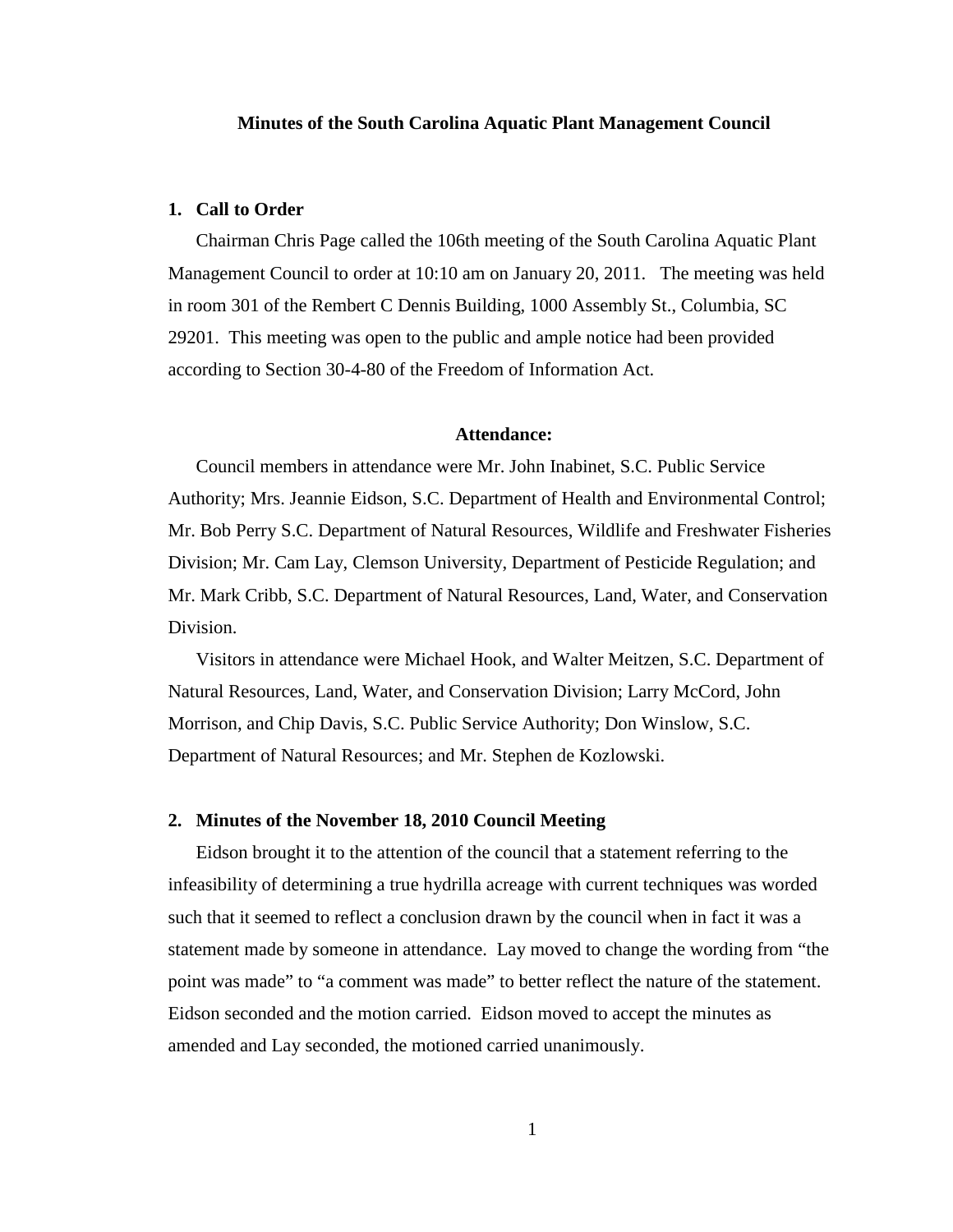# Minutes of the South Carolina Aquatic Plant Management Council

## 1. Call to Order

Chairman Chris Page called the 106th meeting of the South Carolina Aquatic Plant Management Council to order at 10:10 am on January 20, 2011. The meeting was held in room 301 of the Rembert C Dennis Building, 1000 Assembly St., Columbia, SC 29201. This meeting was open to the public and ample notice had been provided according to Section 30-4-80 of the Freedom of Information Act.

### Attendance:

Council members in attendance were Mr. John Inabinet, S.C. Public Service Authority; Mrs. Jeannie Eidson, S.C. Department of Health and Environmental Control; Mr. Bob Perry S.C. Department of Natural Resources, Wildlife and Freshwater Fisheries Division; Mr. Cam Lay, Clemson University, Department of Pesticide Regulation; and Mr. Mark Cribb, S.C. Department of Natural Resources, Land, Water, and Conservation Division.

Visitors in attendance were Michael Hook, and Walter Meitzen, S.C. Department of Natural Resources, Land, Water, and Conservation Division; Larry McCord, John Morrison, and Chip Davis, S.C. Public Service Authority; Don Winslow, S.C. Department of Natural Resources; and Mr. Stephen de Kozlowski.

## 2. Minutes of the November 18, 2010 Council Meeting

Eidson brought it to the attention of the council that a statement referring to the infeasibility of determining a true hydrilla acreage with current techniques was worded such that it seemed to reflect a conclusion drawn by the council when in fact it was a statement made by someone in attendance. Lay moved to change the wording from "the point was made" to "a comment was made" to better reflect the nature of the statement. Eidson seconded and the motion carried. Eidson moved to accept the minutes as amended and Lay seconded, the motioned carried unanimously.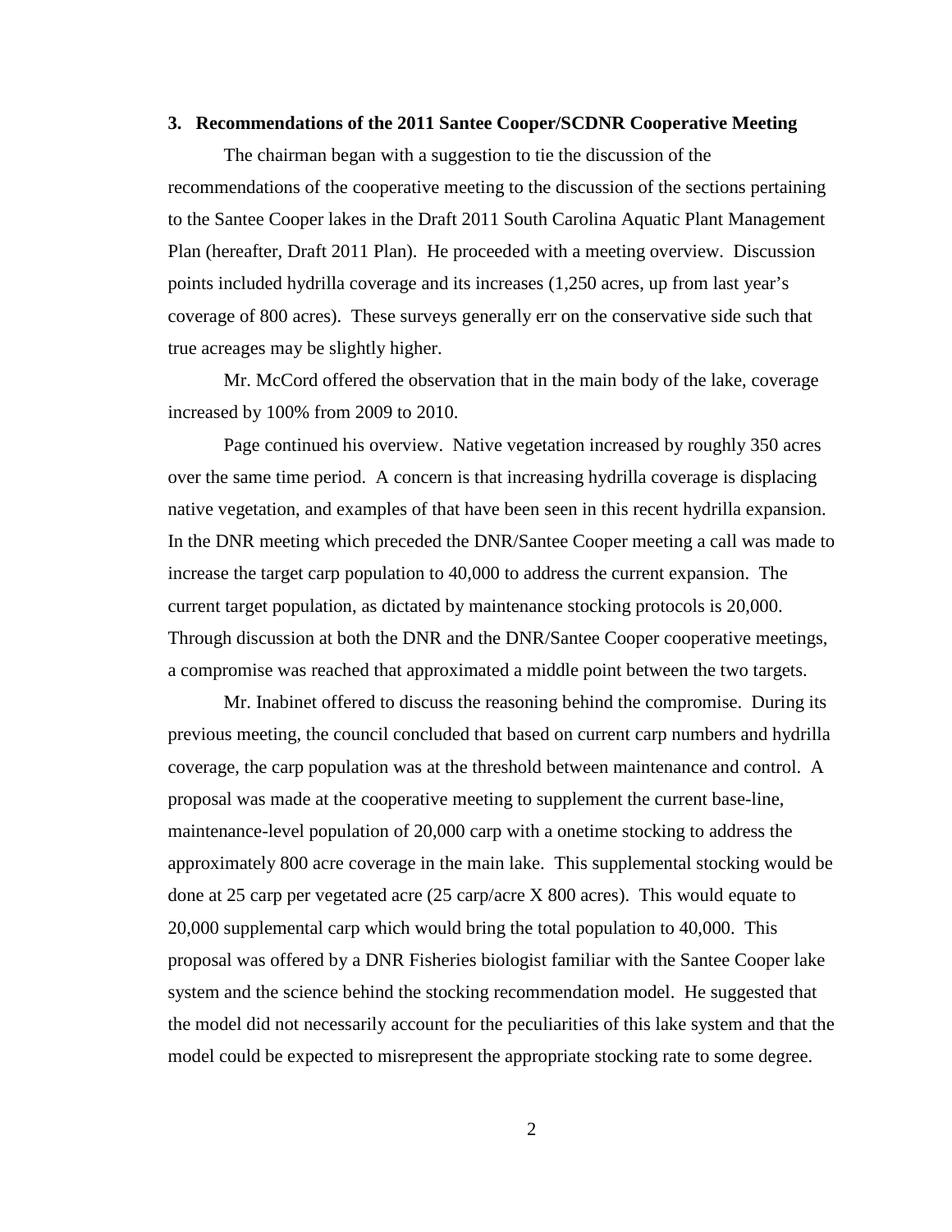### 3. Recommendations of the 2011 Santee Cooper/SCDNR Cooperative Meeting

The chairman began with a suggestion to tie the discussion of the recommendations of the cooperative meeting to the discussion of the sections pertaining to the Santee Cooper lakes in the Draft 2011 South Carolina Aquatic Plant Management Plan (hereafter, Draft 2011 Plan). He proceeded with a meeting overview. Discussion points included hydrilla coverage and its increases (1,250 acres, up from last year's coverage of 800 acres). These surveys generally err on the conservative side such that true acreages may be slightly higher.

Mr. McCord offered the observation that in the main body of the lake, coverage increased by 100% from 2009 to 2010.

Page continued his overview. Native vegetation increased by roughly 350 acres over the same time period. A concern is that increasing hydrilla coverage is displacing native vegetation, and examples of that have been seen in this recent hydrilla expansion. In the DNR meeting which preceded the DNR/Santee Cooper meeting a call was made to increase the target carp population to 40,000 to address the current expansion. The current target population, as dictated by maintenance stocking protocols is 20,000. Through discussion at both the DNR and the DNR/Santee Cooper cooperative meetings, a compromise was reached that approximated a middle point between the two targets.

Mr. Inabinet offered to discuss the reasoning behind the compromise. During its previous meeting, the council concluded that based on current carp numbers and hydrilla coverage, the carp population was at the threshold between maintenance and control. A proposal was made at the cooperative meeting to supplement the current base-line, maintenance-level population of 20,000 carp with a onetime stocking to address the approximately 800 acre coverage in the main lake. This supplemental stocking would be done at 25 carp per vegetated acre (25 carp/acre X 800 acres). This would equate to 20,000 supplemental carp which would bring the total population to 40,000. This proposal was offered by a DNR Fisheries biologist familiar with the Santee Cooper lake system and the science behind the stocking recommendation model. He suggested that the model did not necessarily account for the peculiarities of this lake system and that the model could be expected to misrepresent the appropriate stocking rate to some degree.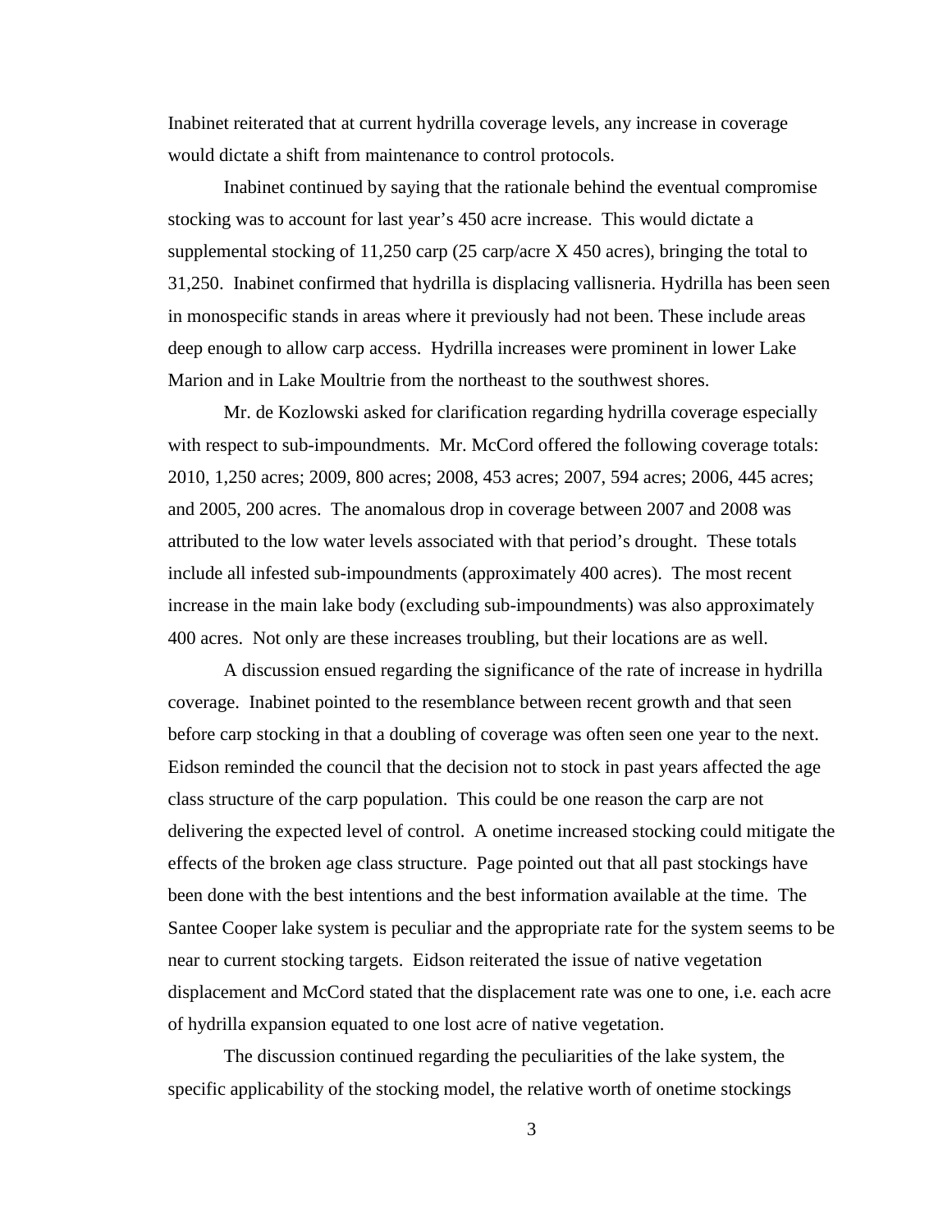Inabinet reiterated that at current hydrilla coverage levels, any increase in coverage would dictate a shift from maintenance to control protocols.

Inabinet continued by saying that the rationale behind the eventual compromise stocking was to account for last year's 450 acre increase. This would dictate a supplemental stocking of 11,250 carp (25 carp/acre X 450 acres), bringing the total to 31,250. Inabinet confirmed that hydrilla is displacing vallisneria. Hydrilla has been seen in monospecific stands in areas where it previously had not been. These include areas deep enough to allow carp access. Hydrilla increases were prominent in lower Lake Marion and in Lake Moultrie from the northeast to the southwest shores.

Mr. de Kozlowski asked for clarification regarding hydrilla coverage especially with respect to sub-impoundments. Mr. McCord offered the following coverage totals: 2010, 1,250 acres; 2009, 800 acres; 2008, 453 acres; 2007, 594 acres; 2006, 445 acres; and 2005, 200 acres. The anomalous drop in coverage between 2007 and 2008 was attributed to the low water levels associated with that period's drought. These totals include all infested sub-impoundments (approximately 400 acres). The most recent increase in the main lake body (excluding sub-impoundments) was also approximately 400 acres. Not only are these increases troubling, but their locations are as well.

A discussion ensued regarding the significance of the rate of increase in hydrilla coverage. Inabinet pointed to the resemblance between recent growth and that seen before carp stocking in that a doubling of coverage was often seen one year to the next. Eidson reminded the council that the decision not to stock in past years affected the age class structure of the carp population. This could be one reason the carp are not delivering the expected level of control. A onetime increased stocking could mitigate the effects of the broken age class structure. Page pointed out that all past stockings have been done with the best intentions and the best information available at the time. The Santee Cooper lake system is peculiar and the appropriate rate for the system seems to be near to current stocking targets. Eidson reiterated the issue of native vegetation displacement and McCord stated that the displacement rate was one to one, i.e. each acre of hydrilla expansion equated to one lost acre of native vegetation.

The discussion continued regarding the peculiarities of the lake system, the specific applicability of the stocking model, the relative worth of onetime stockings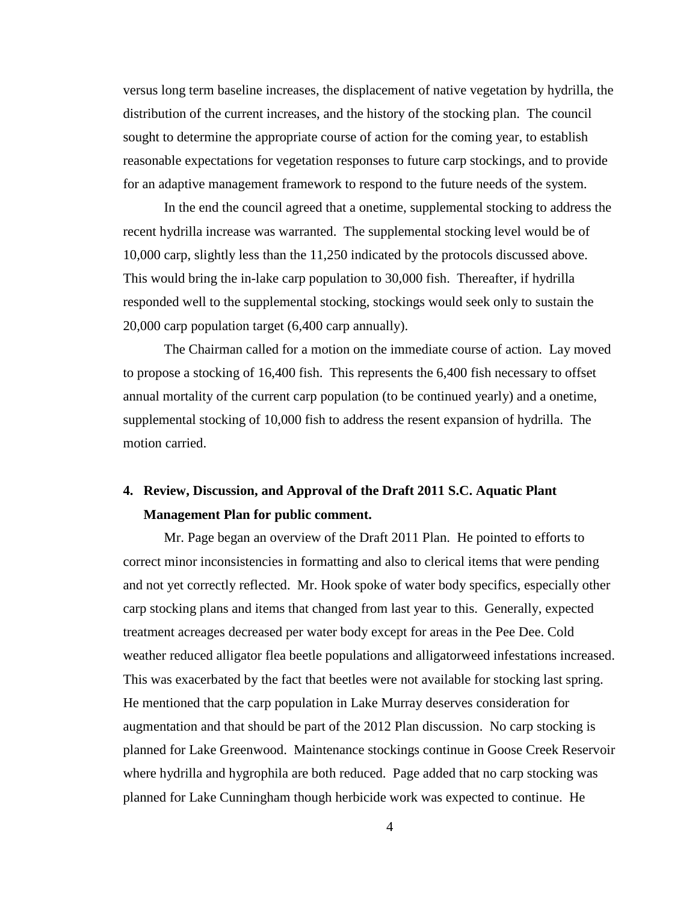versus long term baseline increases, the displacement of native vegetation by hydrilla, the distribution of the current increases, and the history of the stocking plan. The council sought to determine the appropriate course of action for the coming year, to establish reasonable expectations for vegetation responses to future carp stockings, and to provide for an adaptive management framework to respond to the future needs of the system.

In the end the council agreed that a onetime, supplemental stocking to address the recent hydrilla increase was warranted. The supplemental stocking level would be of 10,000 carp, slightly less than the 11,250 indicated by the protocols discussed above. This would bring the in-lake carp population to 30,000 fish. Thereafter, if hydrilla responded well to the supplemental stocking, stockings would seek only to sustain the 20,000 carp population target (6,400 carp annually).

The Chairman called for a motion on the immediate course of action. Lay moved to propose a stocking of 16,400 fish. This represents the 6,400 fish necessary to offset annual mortality of the current carp population (to be continued yearly) and a onetime, supplemental stocking of 10,000 fish to address the resent expansion of hydrilla. The motion carried.

**4. Review, Discussion, and Approval of the Draft 2011 S.C. Aquatic Plant Management Plan for public comment.**

Mr. Page began an overview of the Draft 2011 Plan. He pointed to efforts to correct minor inconsistencies in formatting and also to clerical items that were pending and not yet correctly reflected. Mr. Hook spoke of water body specifics, especially other carp stocking plans and items that changed from last year to this. Generally, expected treatment acreages decreased per water body except for areas in the Pee Dee. Cold weather reduced alligator flea beetle populations and alligatorweed infestations increased. This was exacerbated by the fact that beetles were not available for stocking last spring. He mentioned that the carp population in Lake Murray deserves consideration for augmentation and that should be part of the 2012 Plan discussion. No carp stocking is planned for Lake Greenwood. Maintenance stockings continue in Goose Creek Reservoir where hydrilla and hygrophila are both reduced. Page added that no carp stocking was planned for Lake Cunningham though herbicide work was expected to continue. He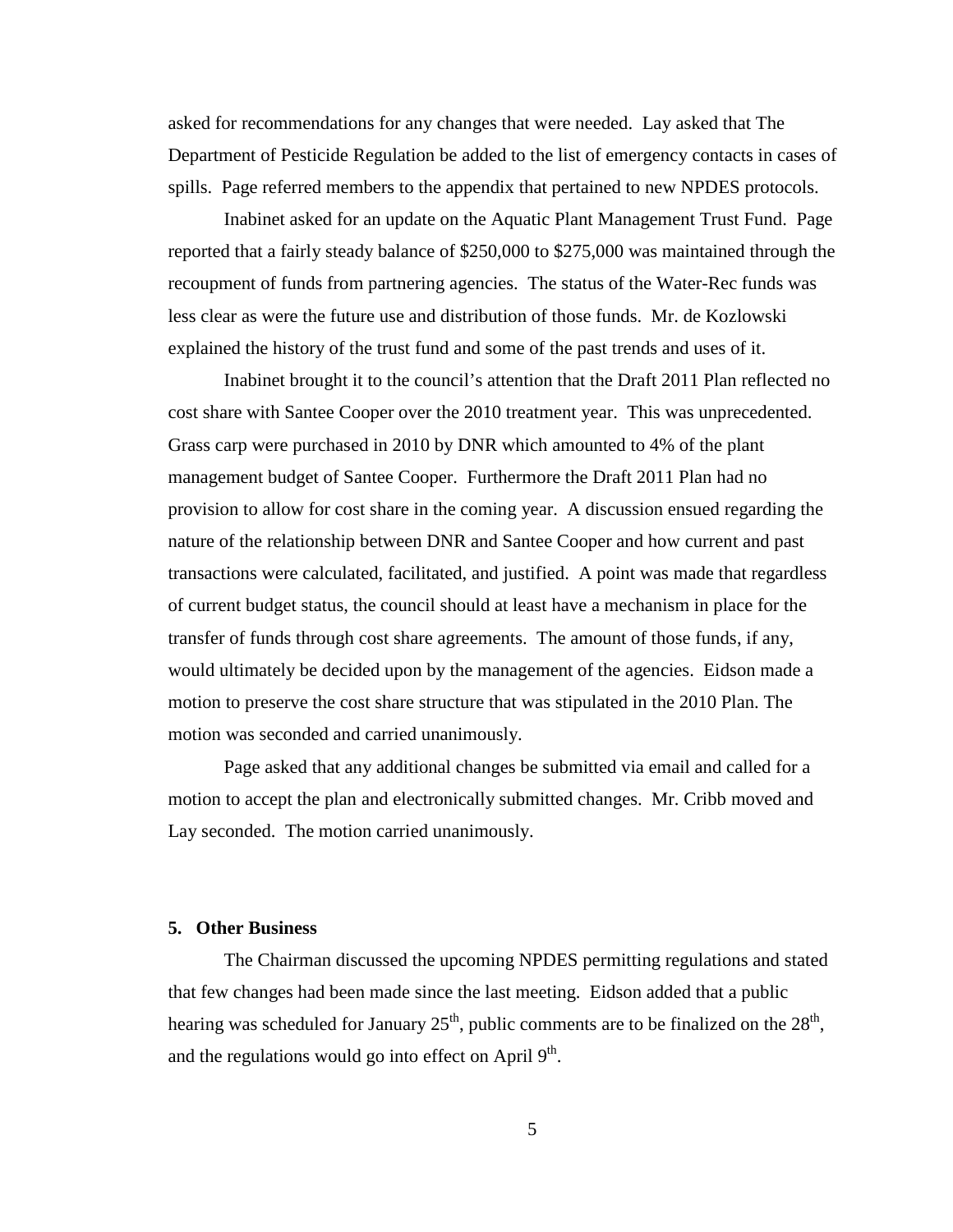asked for recommendations for any changes that were needed. Lay asked that The Department of Pesticide Regulation be added to the list of emergency contacts in cases of spills. Page referred members to the appendix that pertained to new NPDES protocols.

Inabinet asked for an update on the Aquatic Plant Management Trust Fund. Page reported that a fairly steady balance of $250,000 to $275,000 was maintained through the recoupment of funds from partnering agencies. The status of the Water-Rec funds was less clear as were the future use and distribution of those funds. Mr. de Kozlowski explained the history of the trust fund and some of the past trends and uses of it.

Inabinet brought it to the council's attention that the Draft 2011 Plan reflected no cost share with Santee Cooper over the 2010 treatment year. This was unprecedented. Grass carp were purchased in 2010 by DNR which amounted to 4% of the plant management budget of Santee Cooper. Furthermore the Draft 2011 Plan had no provision to allow for cost share in the coming year. A discussion ensued regarding the nature of the relationship between DNR and Santee Cooper and how current and past transactions were calculated, facilitated, and justified. A point was made that regardless of current budget status, the council should at least have a mechanism in place for the transfer of funds through cost share agreements. The amount of those funds, if any, would ultimately be decided upon by the management of the agencies. Eidson made a motion to preserve the cost share structure that was stipulated in the 2010 Plan. The motion was seconded and carried unanimously.

Page asked that any additional changes be submitted via email and called for a motion to accept the plan and electronically submitted changes. Mr. Cribb moved and Lay seconded. The motion carried unanimously.

**5. Other Business**

The Chairman discussed the upcoming NPDES permitting regulations and stated that few changes had been made since the last meeting. Eidson added that a public hearing was scheduled for January 25th, public comments are to be finalized on the 28th, and the regulations would go into effect on April 9th.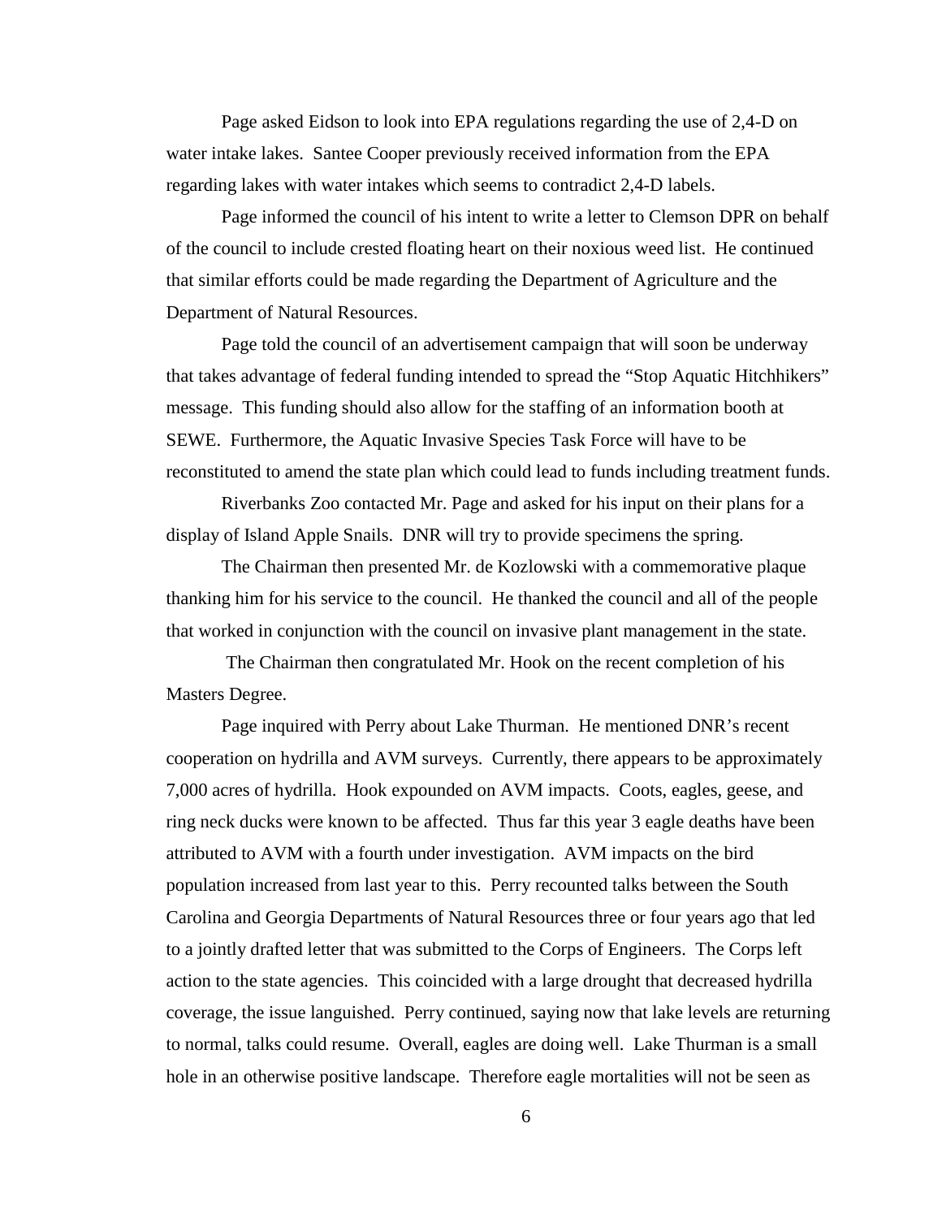Page asked Eidson to look into EPA regulations regarding the use of 2,4-D on water intake lakes. Santee Cooper previously received information from the EPA regarding lakes with water intakes which seems to contradict 2,4-D labels.

Page informed the council of his intent to write a letter to Clemson DPR on behalf of the council to include crested floating heart on their noxious weed list. He continued that similar efforts could be made regarding the Department of Agriculture and the Department of Natural Resources.

Page told the council of an advertisement campaign that will soon be underway that takes advantage of federal funding intended to spread the "Stop Aquatic Hitchhikers" message. This funding should also allow for the staffing of an information booth at SEWE. Furthermore, the Aquatic Invasive Species Task Force will have to be reconstituted to amend the state plan which could lead to funds including treatment funds.

Riverbanks Zoo contacted Mr. Page and asked for his input on their plans for a display of Island Apple Snails. DNR will try to provide specimens the spring.

The Chairman then presented Mr. de Kozlowski with a commemorative plaque thanking him for his service to the council. He thanked the council and all of the people that worked in conjunction with the council on invasive plant management in the state.

The Chairman then congratulated Mr. Hook on the recent completion of his Masters Degree.

Page inquired with Perry about Lake Thurman. He mentioned DNR's recent cooperation on hydrilla and AVM surveys. Currently, there appears to be approximately 7,000 acres of hydrilla. Hook expounded on AVM impacts. Coots, eagles, geese, and ring neck ducks were known to be affected. Thus far this year 3 eagle deaths have been attributed to AVM with a fourth under investigation. AVM impacts on the bird population increased from last year to this. Perry recounted talks between the South Carolina and Georgia Departments of Natural Resources three or four years ago that led to a jointly drafted letter that was submitted to the Corps of Engineers. The Corps left action to the state agencies. This coincided with a large drought that decreased hydrilla coverage, the issue languished. Perry continued, saying now that lake levels are returning to normal, talks could resume. Overall, eagles are doing well. Lake Thurman is a small hole in an otherwise positive landscape. Therefore eagle mortalities will not be seen as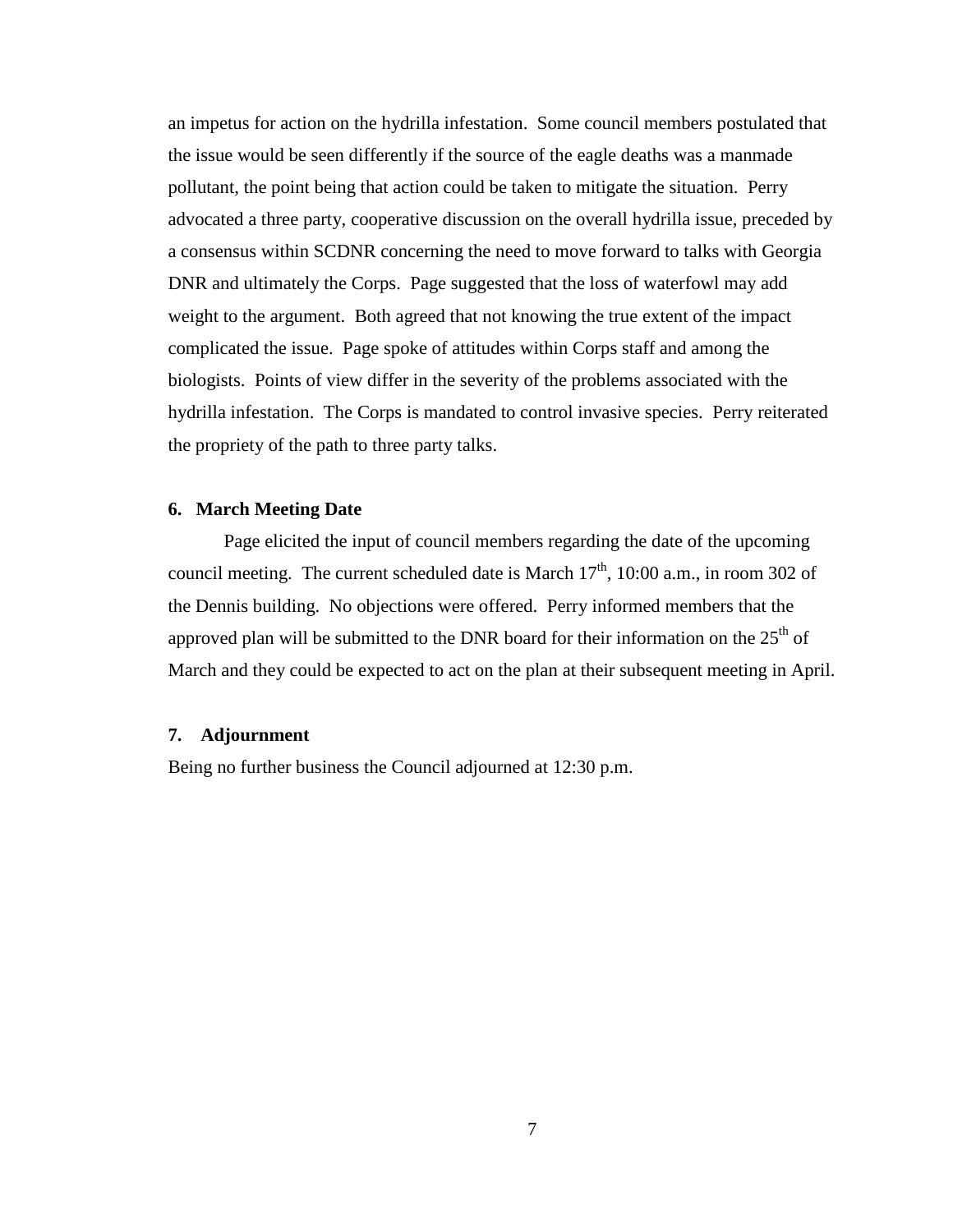an impetus for action on the hydrilla infestation. Some council members postulated that the issue would be seen differently if the source of the eagle deaths was a manmade pollutant, the point being that action could be taken to mitigate the situation. Perry advocated a three party, cooperative discussion on the overall hydrilla issue, preceded by a consensus within SCDNR concerning the need to move forward to talks with Georgia DNR and ultimately the Corps. Page suggested that the loss of waterfowl may add weight to the argument. Both agreed that not knowing the true extent of the impact complicated the issue. Page spoke of attitudes within Corps staff and among the biologists. Points of view differ in the severity of the problems associated with the hydrilla infestation. The Corps is mandated to control invasive species. Perry reiterated the propriety of the path to three party talks.

**6. March Meeting Date**

Page elicited the input of council members regarding the date of the upcoming council meeting. The current scheduled date is March 17th, 10:00 a.m., in room 302 of the Dennis building. No objections were offered. Perry informed members that the approved plan will be submitted to the DNR board for their information on the 25th of March and they could be expected to act on the plan at their subsequent meeting in April.

**7. Adjournment**

Being no further business the Council adjourned at 12:30 p.m.